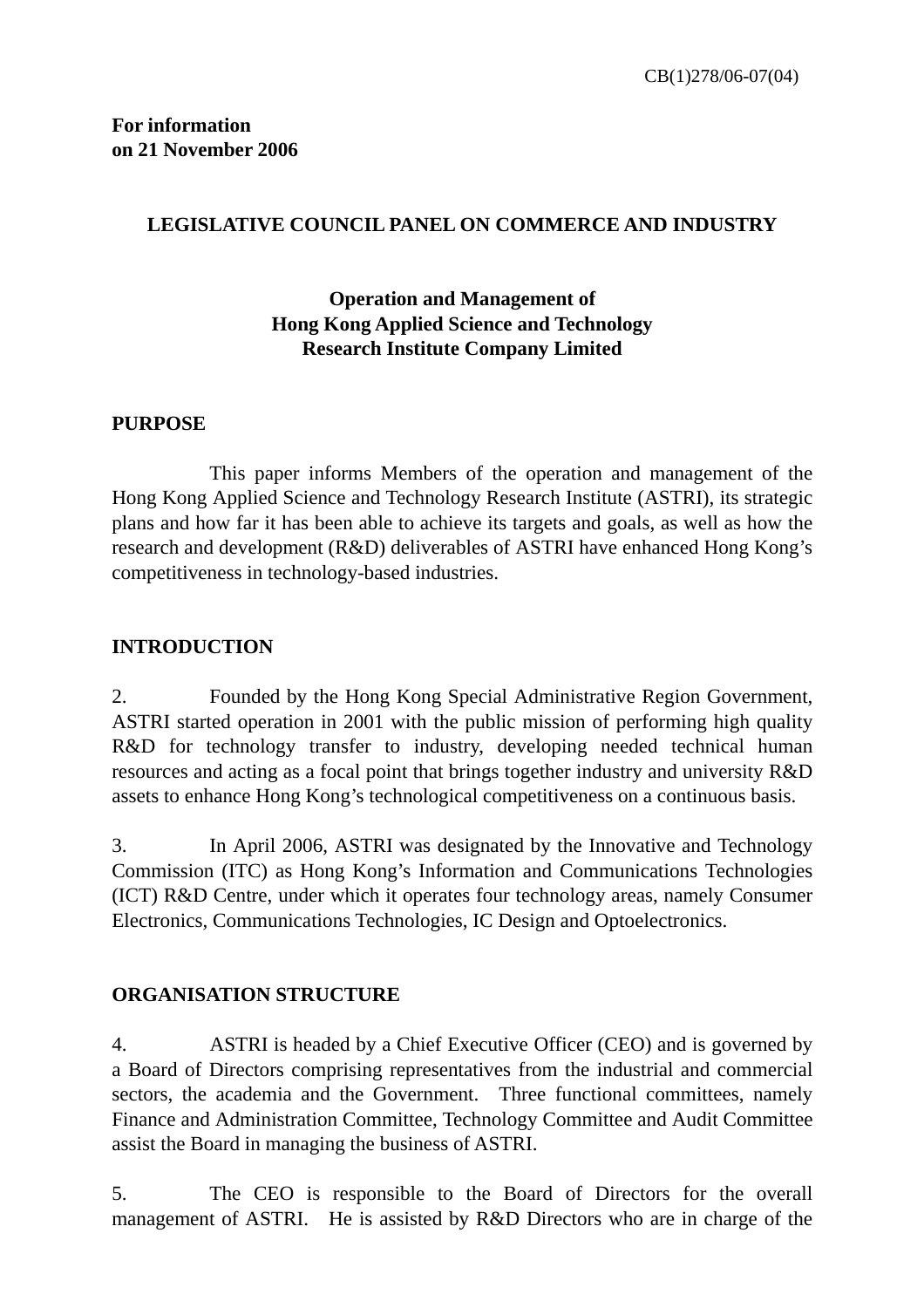CB(1)278/06-07(04)

**For information on 21 November 2006**

**LEGISLATIVE COUNCIL PANEL ON COMMERCE AND INDUSTRY**

**Operation and Management of Hong Kong Applied Science and Technology Research Institute Company Limited**

## PURPOSE

This paper informs Members of the operation and management of the Hong Kong Applied Science and Technology Research Institute (ASTRI), its strategic plans and how far it has been able to achieve its targets and goals, as well as how the research and development (R&D) deliverables of ASTRI have enhanced Hong Kong's competitiveness in technology-based industries.

## INTRODUCTION

2. Founded by the Hong Kong Special Administrative Region Government, ASTRI started operation in 2001 with the public mission of performing high quality R&D for technology transfer to industry, developing needed technical human resources and acting as a focal point that brings together industry and university R&D assets to enhance Hong Kong's technological competitiveness on a continuous basis.

3. In April 2006, ASTRI was designated by the Innovative and Technology Commission (ITC) as Hong Kong's Information and Communications Technologies (ICT) R&D Centre, under which it operates four technology areas, namely Consumer Electronics, Communications Technologies, IC Design and Optoelectronics.

## ORGANISATION STRUCTURE

4. ASTRI is headed by a Chief Executive Officer (CEO) and is governed by a Board of Directors comprising representatives from the industrial and commercial sectors, the academia and the Government. Three functional committees, namely Finance and Administration Committee, Technology Committee and Audit Committee assist the Board in managing the business of ASTRI.

5. The CEO is responsible to the Board of Directors for the overall management of ASTRI. He is assisted by R&D Directors who are in charge of the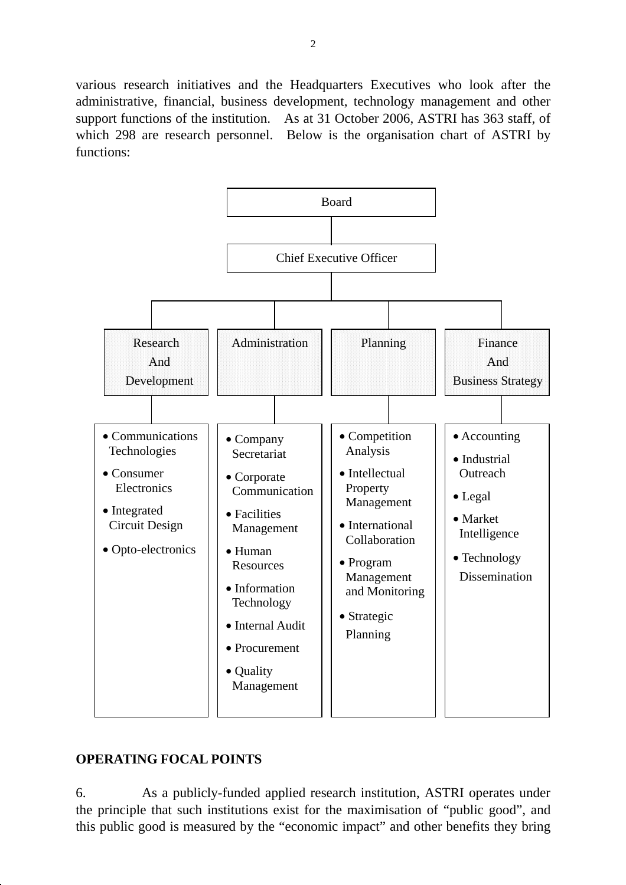various research initiatives and the Headquarters Executives who look after the administrative, financial, business development, technology management and other support functions of the institution. As at 31 October 2006, ASTRI has 363 staff, of which 298 are research personnel. Below is the organisation chart of ASTRI by functions:

**Board**

**Chief Executive Officer**

| Research And Development | Administration | Planning | Finance And Business Strategy |
|---|---|---|---|
| • Communications Technologies<br>• Consumer Electronics<br>• Integrated Circuit Design<br>• Opto-electronics | • Company Secretariat<br>• Corporate Communication<br>• Facilities Management<br>• Human Resources<br>• Information Technology<br>• Internal Audit<br>• Procurement<br>• Quality Management | • Competition Analysis<br>• Intellectual Property Management<br>• International Collaboration<br>• Program Management and Monitoring<br>• Strategic Planning | • Accounting<br>• Industrial Outreach<br>• Legal<br>• Market Intelligence<br>• Technology Dissemination |

**OPERATING FOCAL POINTS**

6. As a publicly-funded applied research institution, ASTRI operates under the principle that such institutions exist for the maximisation of "public good", and this public good is measured by the "economic impact" and other benefits they bring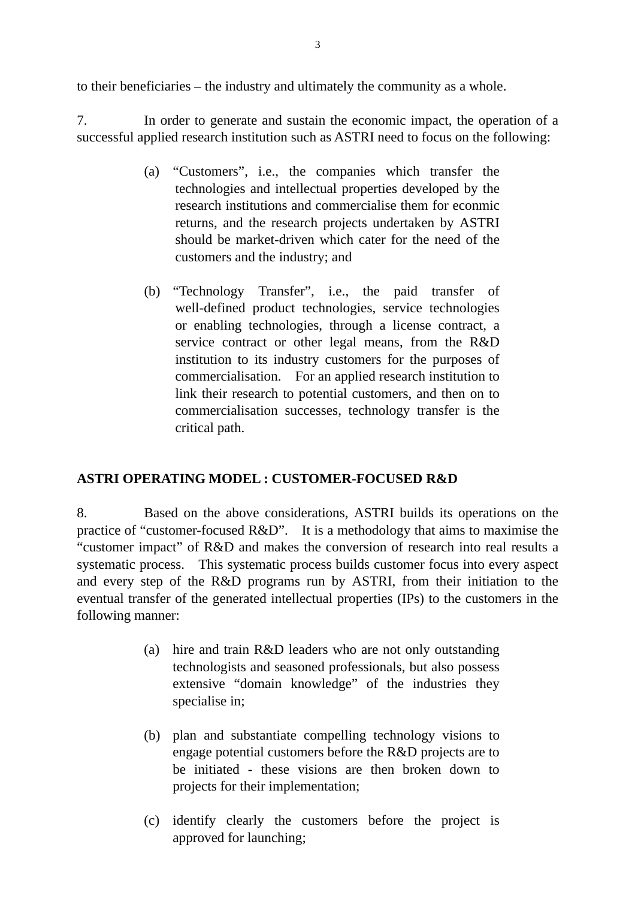to their beneficiaries – the industry and ultimately the community as a whole.

7. In order to generate and sustain the economic impact, the operation of a successful applied research institution such as ASTRI need to focus on the following:

(a) "Customers", i.e., the companies which transfer the technologies and intellectual properties developed by the research institutions and commercialise them for econmic returns, and the research projects undertaken by ASTRI should be market-driven which cater for the need of the customers and the industry; and

(b) "Technology Transfer", i.e., the paid transfer of well-defined product technologies, service technologies or enabling technologies, through a license contract, a service contract or other legal means, from the R&D institution to its industry customers for the purposes of commercialisation. For an applied research institution to link their research to potential customers, and then on to commercialisation successes, technology transfer is the critical path.

**ASTRI OPERATING MODEL : CUSTOMER-FOCUSED R&D**

8. Based on the above considerations, ASTRI builds its operations on the practice of "customer-focused R&D". It is a methodology that aims to maximise the "customer impact" of R&D and makes the conversion of research into real results a systematic process. This systematic process builds customer focus into every aspect and every step of the R&D programs run by ASTRI, from their initiation to the eventual transfer of the generated intellectual properties (IPs) to the customers in the following manner:

(a) hire and train R&D leaders who are not only outstanding technologists and seasoned professionals, but also possess extensive "domain knowledge" of the industries they specialise in;

(b) plan and substantiate compelling technology visions to engage potential customers before the R&D projects are to be initiated - these visions are then broken down to projects for their implementation;

(c) identify clearly the customers before the project is approved for launching;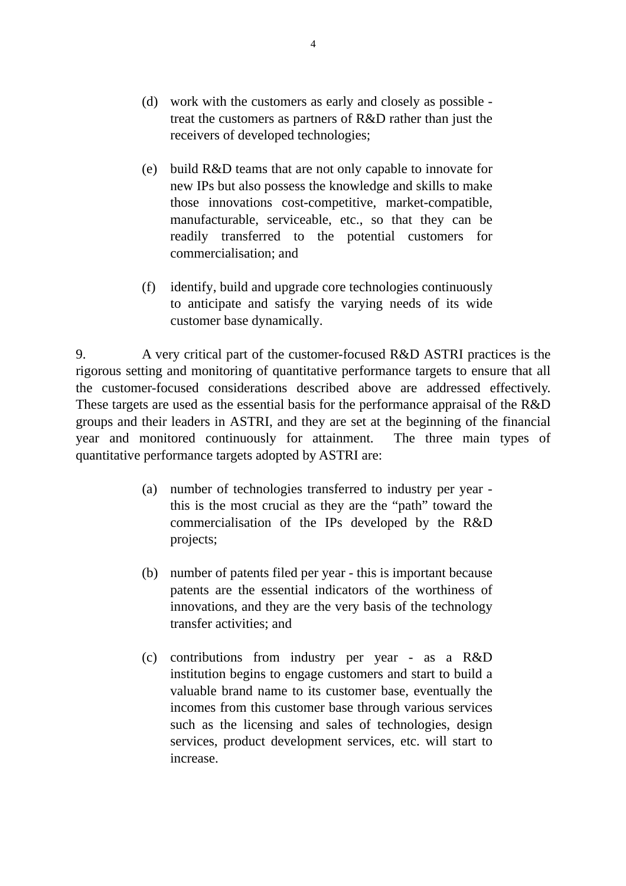(d) work with the customers as early and closely as possible - treat the customers as partners of R&D rather than just the receivers of developed technologies;

(e) build R&D teams that are not only capable to innovate for new IPs but also possess the knowledge and skills to make those innovations cost-competitive, market-compatible, manufacturable, serviceable, etc., so that they can be readily transferred to the potential customers for commercialisation; and

(f) identify, build and upgrade core technologies continuously to anticipate and satisfy the varying needs of its wide customer base dynamically.

9. A very critical part of the customer-focused R&D ASTRI practices is the rigorous setting and monitoring of quantitative performance targets to ensure that all the customer-focused considerations described above are addressed effectively. These targets are used as the essential basis for the performance appraisal of the R&D groups and their leaders in ASTRI, and they are set at the beginning of the financial year and monitored continuously for attainment. The three main types of quantitative performance targets adopted by ASTRI are:

(a) number of technologies transferred to industry per year - this is the most crucial as they are the "path" toward the commercialisation of the IPs developed by the R&D projects;

(b) number of patents filed per year - this is important because patents are the essential indicators of the worthiness of innovations, and they are the very basis of the technology transfer activities; and

(c) contributions from industry per year - as a R&D institution begins to engage customers and start to build a valuable brand name to its customer base, eventually the incomes from this customer base through various services such as the licensing and sales of technologies, design services, product development services, etc. will start to increase.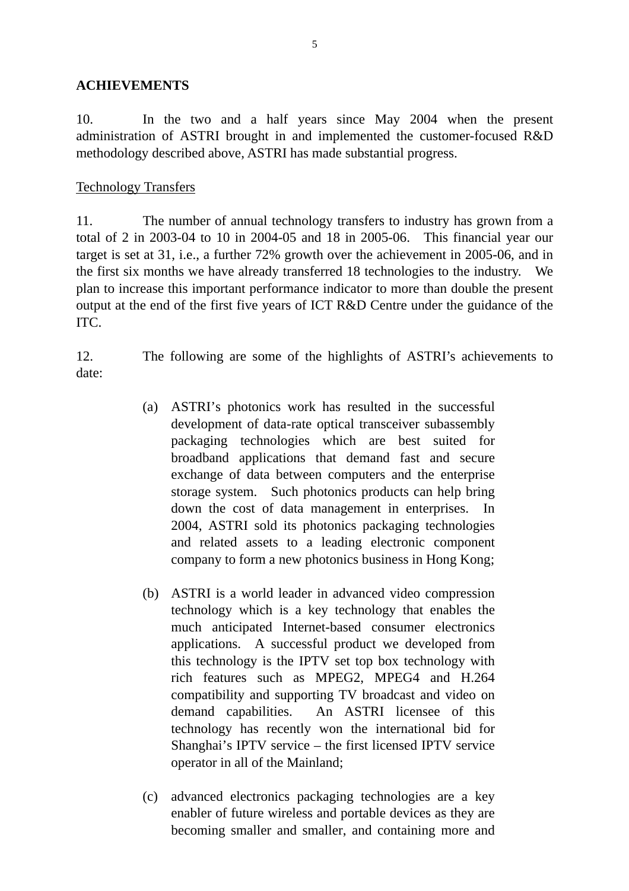**ACHIEVEMENTS**

10. In the two and a half years since May 2004 when the present administration of ASTRI brought in and implemented the customer-focused R&D methodology described above, ASTRI has made substantial progress.

Technology Transfers

11. The number of annual technology transfers to industry has grown from a total of 2 in 2003-04 to 10 in 2004-05 and 18 in 2005-06. This financial year our target is set at 31, i.e., a further 72% growth over the achievement in 2005-06, and in the first six months we have already transferred 18 technologies to the industry. We plan to increase this important performance indicator to more than double the present output at the end of the first five years of ICT R&D Centre under the guidance of the ITC.

12. The following are some of the highlights of ASTRI's achievements to date:

(a) ASTRI's photonics work has resulted in the successful development of data-rate optical transceiver subassembly packaging technologies which are best suited for broadband applications that demand fast and secure exchange of data between computers and the enterprise storage system. Such photonics products can help bring down the cost of data management in enterprises. In 2004, ASTRI sold its photonics packaging technologies and related assets to a leading electronic component company to form a new photonics business in Hong Kong;

(b) ASTRI is a world leader in advanced video compression technology which is a key technology that enables the much anticipated Internet-based consumer electronics applications. A successful product we developed from this technology is the IPTV set top box technology with rich features such as MPEG2, MPEG4 and H.264 compatibility and supporting TV broadcast and video on demand capabilities. An ASTRI licensee of this technology has recently won the international bid for Shanghai's IPTV service – the first licensed IPTV service operator in all of the Mainland;

(c) advanced electronics packaging technologies are a key enabler of future wireless and portable devices as they are becoming smaller and smaller, and containing more and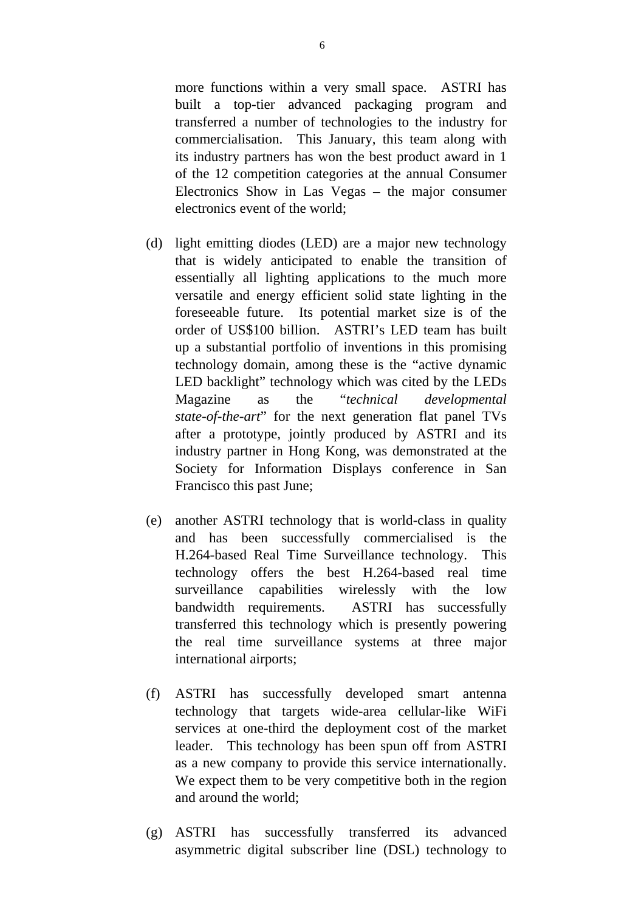more functions within a very small space. ASTRI has built a top-tier advanced packaging program and transferred a number of technologies to the industry for commercialisation. This January, this team along with its industry partners has won the best product award in 1 of the 12 competition categories at the annual Consumer Electronics Show in Las Vegas – the major consumer electronics event of the world;

(d) light emitting diodes (LED) are a major new technology that is widely anticipated to enable the transition of essentially all lighting applications to the much more versatile and energy efficient solid state lighting in the foreseeable future. Its potential market size is of the order of US$100 billion. ASTRI's LED team has built up a substantial portfolio of inventions in this promising technology domain, among these is the "active dynamic LED backlight" technology which was cited by the LEDs Magazine as the "*technical developmental state-of-the-art*" for the next generation flat panel TVs after a prototype, jointly produced by ASTRI and its industry partner in Hong Kong, was demonstrated at the Society for Information Displays conference in San Francisco this past June;

(e) another ASTRI technology that is world-class in quality and has been successfully commercialised is the H.264-based Real Time Surveillance technology. This technology offers the best H.264-based real time surveillance capabilities wirelessly with the low bandwidth requirements. ASTRI has successfully transferred this technology which is presently powering the real time surveillance systems at three major international airports;

(f) ASTRI has successfully developed smart antenna technology that targets wide-area cellular-like WiFi services at one-third the deployment cost of the market leader. This technology has been spun off from ASTRI as a new company to provide this service internationally. We expect them to be very competitive both in the region and around the world;

(g) ASTRI has successfully transferred its advanced asymmetric digital subscriber line (DSL) technology to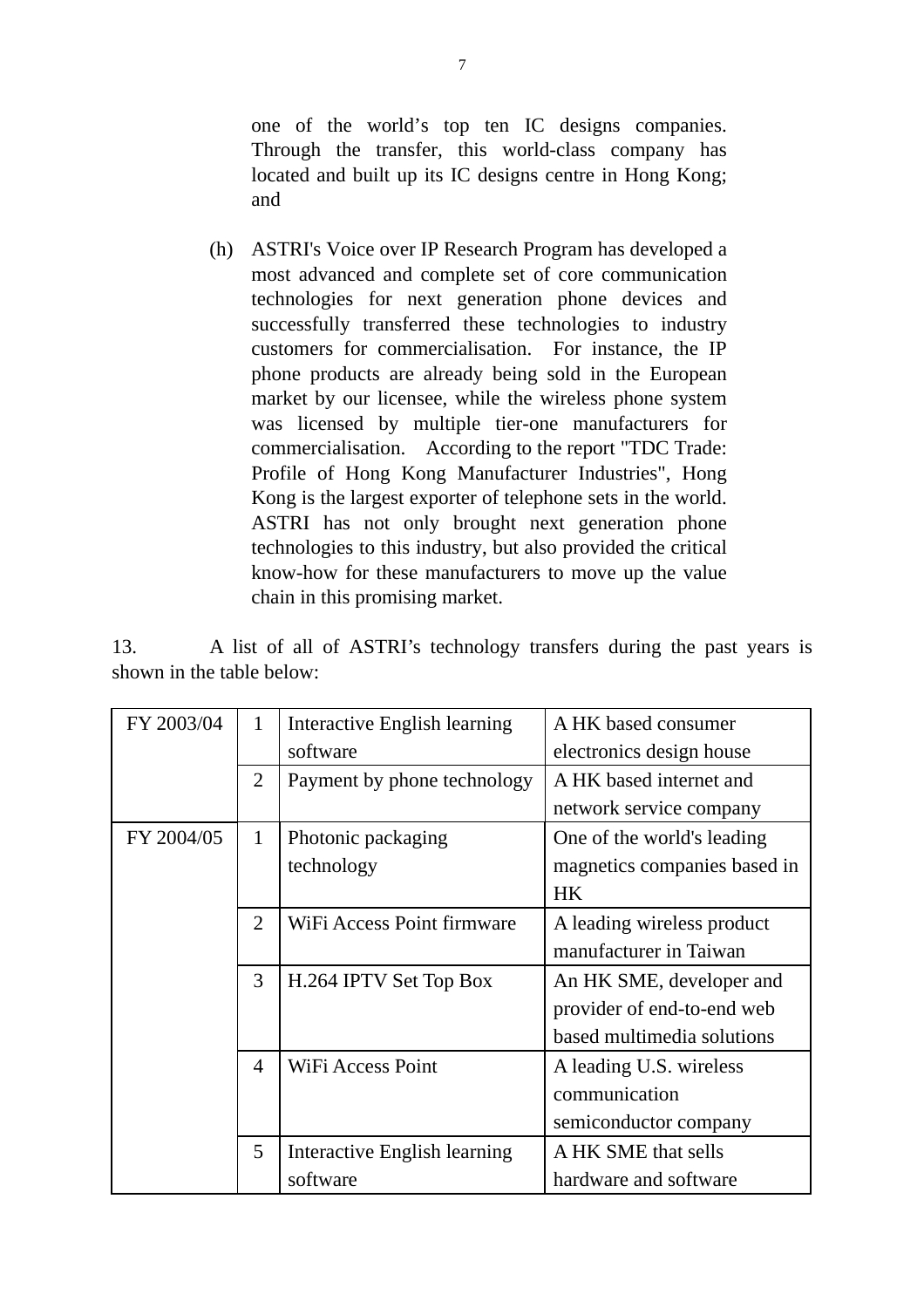one of the world's top ten IC designs companies. Through the transfer, this world-class company has located and built up its IC designs centre in Hong Kong; and

(h) ASTRI's Voice over IP Research Program has developed a most advanced and complete set of core communication technologies for next generation phone devices and successfully transferred these technologies to industry customers for commercialisation. For instance, the IP phone products are already being sold in the European market by our licensee, while the wireless phone system was licensed by multiple tier-one manufacturers for commercialisation. According to the report "TDC Trade: Profile of Hong Kong Manufacturer Industries", Hong Kong is the largest exporter of telephone sets in the world. ASTRI has not only brought next generation phone technologies to this industry, but also provided the critical know-how for these manufacturers to move up the value chain in this promising market.

13. A list of all of ASTRI's technology transfers during the past years is shown in the table below:

| | | | |
|---|---|---|---|
| FY 2003/04 | 1 | Interactive English learning software | A HK based consumer electronics design house |
| | 2 | Payment by phone technology | A HK based internet and network service company |
| FY 2004/05 | 1 | Photonic packaging technology | One of the world's leading magnetics companies based in HK |
| | 2 | WiFi Access Point firmware | A leading wireless product manufacturer in Taiwan |
| | 3 | H.264 IPTV Set Top Box | An HK SME, developer and provider of end-to-end web based multimedia solutions |
| | 4 | WiFi Access Point | A leading U.S. wireless communication semiconductor company |
| | 5 | Interactive English learning software | A HK SME that sells hardware and software |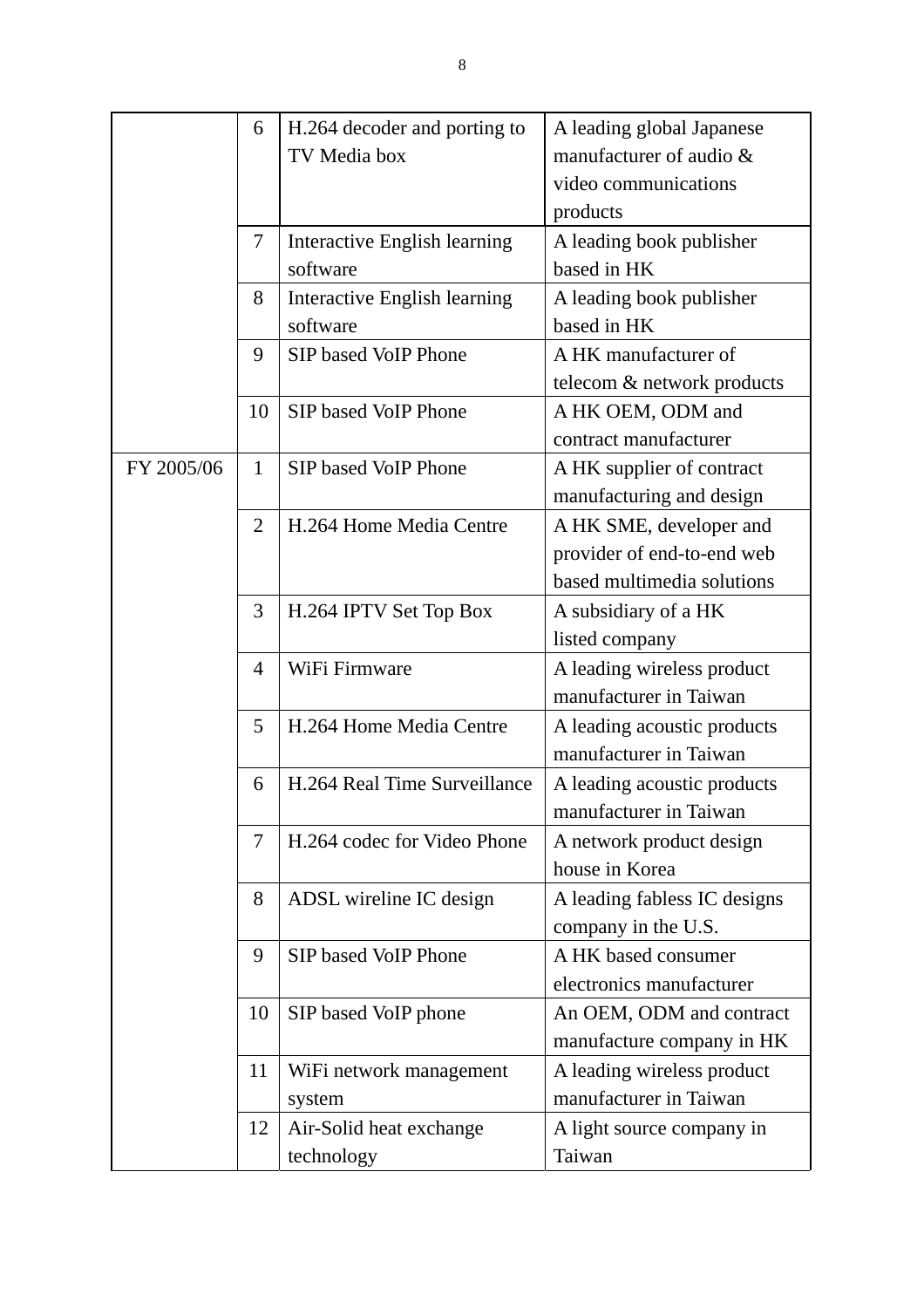| | | | |
|---|---|---|---|
| | 6 | H.264 decoder and porting to TV Media box | A leading global Japanese manufacturer of audio & video communications products |
| | 7 | Interactive English learning software | A leading book publisher based in HK |
| | 8 | Interactive English learning software | A leading book publisher based in HK |
| | 9 | SIP based VoIP Phone | A HK manufacturer of telecom & network products |
| | 10 | SIP based VoIP Phone | A HK OEM, ODM and contract manufacturer |
| FY 2005/06 | 1 | SIP based VoIP Phone | A HK supplier of contract manufacturing and design |
| | 2 | H.264 Home Media Centre | A HK SME, developer and provider of end-to-end web based multimedia solutions |
| | 3 | H.264 IPTV Set Top Box | A subsidiary of a HK listed company |
| | 4 | WiFi Firmware | A leading wireless product manufacturer in Taiwan |
| | 5 | H.264 Home Media Centre | A leading acoustic products manufacturer in Taiwan |
| | 6 | H.264 Real Time Surveillance | A leading acoustic products manufacturer in Taiwan |
| | 7 | H.264 codec for Video Phone | A network product design house in Korea |
| | 8 | ADSL wireline IC design | A leading fabless IC designs company in the U.S. |
| | 9 | SIP based VoIP Phone | A HK based consumer electronics manufacturer |
| | 10 | SIP based VoIP phone | An OEM, ODM and contract manufacture company in HK |
| | 11 | WiFi network management system | A leading wireless product manufacturer in Taiwan |
| | 12 | Air-Solid heat exchange technology | A light source company in Taiwan |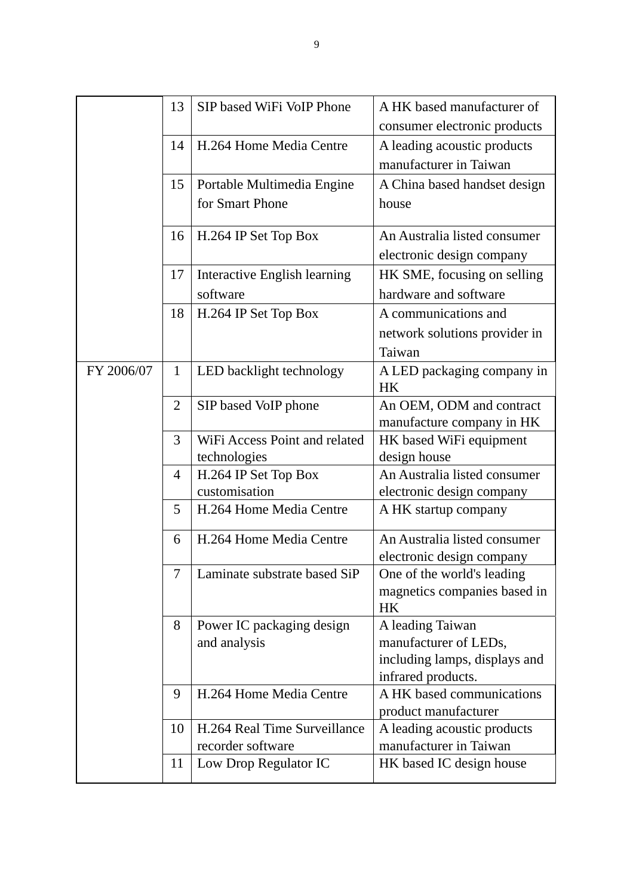| | | | |
|---|---|---|---|
| | 13 | SIP based WiFi VoIP Phone | A HK based manufacturer of consumer electronic products |
| | 14 | H.264 Home Media Centre | A leading acoustic products manufacturer in Taiwan |
| | 15 | Portable Multimedia Engine for Smart Phone | A China based handset design house |
| | 16 | H.264 IP Set Top Box | An Australia listed consumer electronic design company |
| | 17 | Interactive English learning software | HK SME, focusing on selling hardware and software |
| | 18 | H.264 IP Set Top Box | A communications and network solutions provider in Taiwan |
| FY 2006/07 | 1 | LED backlight technology | A LED packaging company in HK |
| | 2 | SIP based VoIP phone | An OEM, ODM and contract manufacture company in HK |
| | 3 | WiFi Access Point and related technologies | HK based WiFi equipment design house |
| | 4 | H.264 IP Set Top Box customisation | An Australia listed consumer electronic design company |
| | 5 | H.264 Home Media Centre | A HK startup company |
| | 6 | H.264 Home Media Centre | An Australia listed consumer electronic design company |
| | 7 | Laminate substrate based SiP | One of the world's leading magnetics companies based in HK |
| | 8 | Power IC packaging design and analysis | A leading Taiwan manufacturer of LEDs, including lamps, displays and infrared products. |
| | 9 | H.264 Home Media Centre | A HK based communications product manufacturer |
| | 10 | H.264 Real Time Surveillance recorder software | A leading acoustic products manufacturer in Taiwan |
| | 11 | Low Drop Regulator IC | HK based IC design house |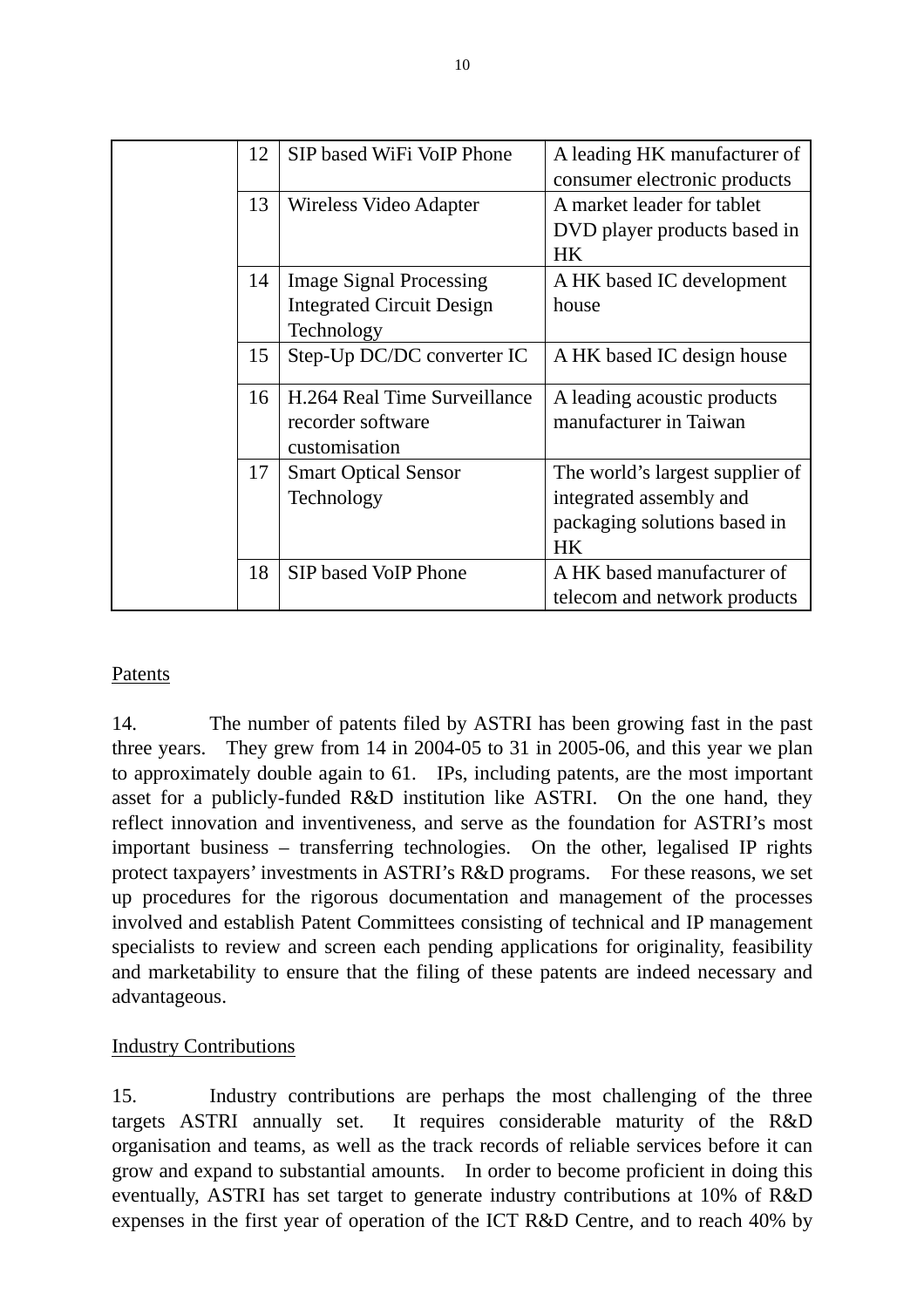| | | | |
|---|---|---|---|
| | 12 | SIP based WiFi VoIP Phone | A leading HK manufacturer of consumer electronic products |
| | 13 | Wireless Video Adapter | A market leader for tablet DVD player products based in HK |
| | 14 | Image Signal Processing Integrated Circuit Design Technology | A HK based IC development house |
| | 15 | Step-Up DC/DC converter IC | A HK based IC design house |
| | 16 | H.264 Real Time Surveillance recorder software customisation | A leading acoustic products manufacturer in Taiwan |
| | 17 | Smart Optical Sensor Technology | The world's largest supplier of integrated assembly and packaging solutions based in HK |
| | 18 | SIP based VoIP Phone | A HK based manufacturer of telecom and network products |

Patents

14. The number of patents filed by ASTRI has been growing fast in the past three years. They grew from 14 in 2004-05 to 31 in 2005-06, and this year we plan to approximately double again to 61. IPs, including patents, are the most important asset for a publicly-funded R&D institution like ASTRI. On the one hand, they reflect innovation and inventiveness, and serve as the foundation for ASTRI's most important business – transferring technologies. On the other, legalised IP rights protect taxpayers' investments in ASTRI's R&D programs. For these reasons, we set up procedures for the rigorous documentation and management of the processes involved and establish Patent Committees consisting of technical and IP management specialists to review and screen each pending applications for originality, feasibility and marketability to ensure that the filing of these patents are indeed necessary and advantageous.

Industry Contributions

15. Industry contributions are perhaps the most challenging of the three targets ASTRI annually set. It requires considerable maturity of the R&D organisation and teams, as well as the track records of reliable services before it can grow and expand to substantial amounts. In order to become proficient in doing this eventually, ASTRI has set target to generate industry contributions at 10% of R&D expenses in the first year of operation of the ICT R&D Centre, and to reach 40% by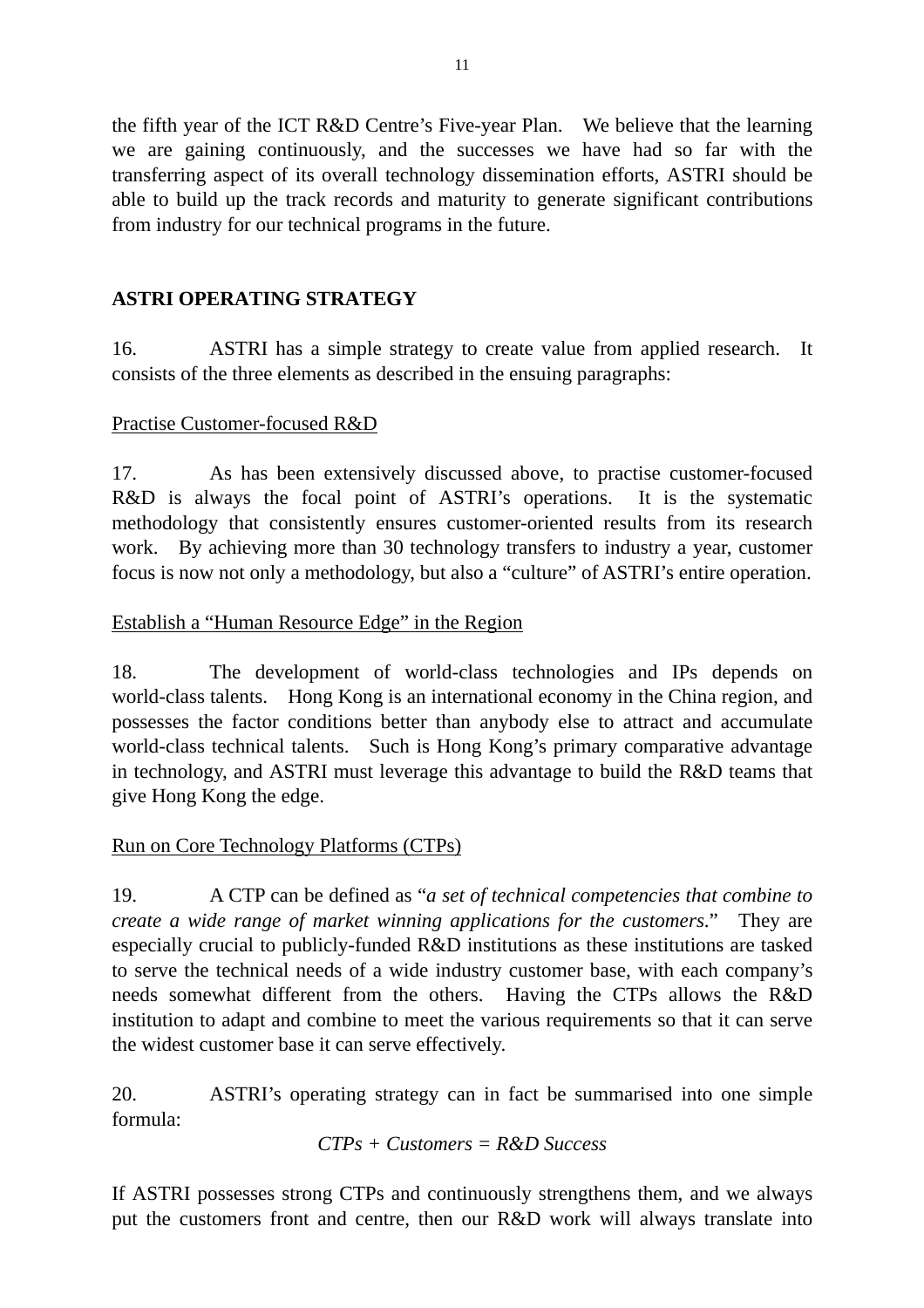the fifth year of the ICT R&D Centre's Five-year Plan. We believe that the learning we are gaining continuously, and the successes we have had so far with the transferring aspect of its overall technology dissemination efforts, ASTRI should be able to build up the track records and maturity to generate significant contributions from industry for our technical programs in the future.

## ASTRI OPERATING STRATEGY

16. ASTRI has a simple strategy to create value from applied research. It consists of the three elements as described in the ensuing paragraphs:

### Practise Customer-focused R&D

17. As has been extensively discussed above, to practise customer-focused R&D is always the focal point of ASTRI's operations. It is the systematic methodology that consistently ensures customer-oriented results from its research work. By achieving more than 30 technology transfers to industry a year, customer focus is now not only a methodology, but also a "culture" of ASTRI's entire operation.

### Establish a "Human Resource Edge" in the Region

18. The development of world-class technologies and IPs depends on world-class talents. Hong Kong is an international economy in the China region, and possesses the factor conditions better than anybody else to attract and accumulate world-class technical talents. Such is Hong Kong's primary comparative advantage in technology, and ASTRI must leverage this advantage to build the R&D teams that give Hong Kong the edge.

### Run on Core Technology Platforms (CTPs)

19. A CTP can be defined as "*a set of technical competencies that combine to create a wide range of market winning applications for the customers.*" They are especially crucial to publicly-funded R&D institutions as these institutions are tasked to serve the technical needs of a wide industry customer base, with each company's needs somewhat different from the others. Having the CTPs allows the R&D institution to adapt and combine to meet the various requirements so that it can serve the widest customer base it can serve effectively.

20. ASTRI's operating strategy can in fact be summarised into one simple formula:

*CTPs + Customers = R&D Success*

If ASTRI possesses strong CTPs and continuously strengthens them, and we always put the customers front and centre, then our R&D work will always translate into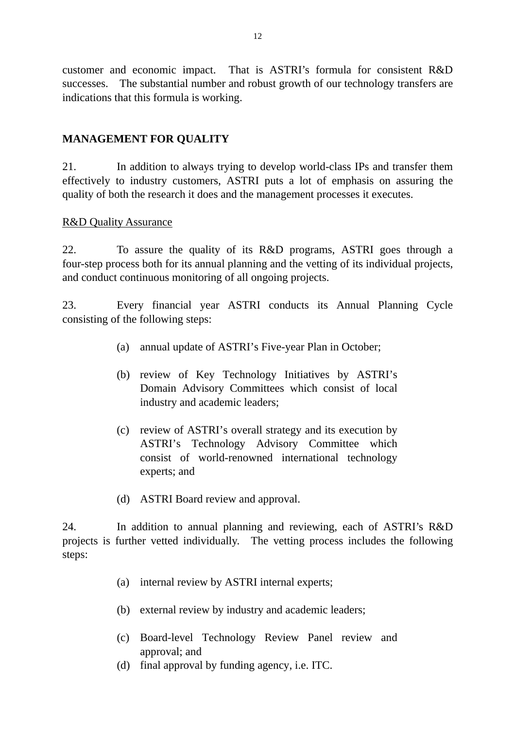customer and economic impact. That is ASTRI's formula for consistent R&D successes. The substantial number and robust growth of our technology transfers are indications that this formula is working.

## MANAGEMENT FOR QUALITY

21. In addition to always trying to develop world-class IPs and transfer them effectively to industry customers, ASTRI puts a lot of emphasis on assuring the quality of both the research it does and the management processes it executes.

<u>R&D Quality Assurance</u>

22. To assure the quality of its R&D programs, ASTRI goes through a four-step process both for its annual planning and the vetting of its individual projects, and conduct continuous monitoring of all ongoing projects.

23. Every financial year ASTRI conducts its Annual Planning Cycle consisting of the following steps:

(a) annual update of ASTRI's Five-year Plan in October;

(b) review of Key Technology Initiatives by ASTRI's Domain Advisory Committees which consist of local industry and academic leaders;

(c) review of ASTRI's overall strategy and its execution by ASTRI's Technology Advisory Committee which consist of world-renowned international technology experts; and

(d) ASTRI Board review and approval.

24. In addition to annual planning and reviewing, each of ASTRI's R&D projects is further vetted individually. The vetting process includes the following steps:

(a) internal review by ASTRI internal experts;

(b) external review by industry and academic leaders;

(c) Board-level Technology Review Panel review and approval; and

(d) final approval by funding agency, i.e. ITC.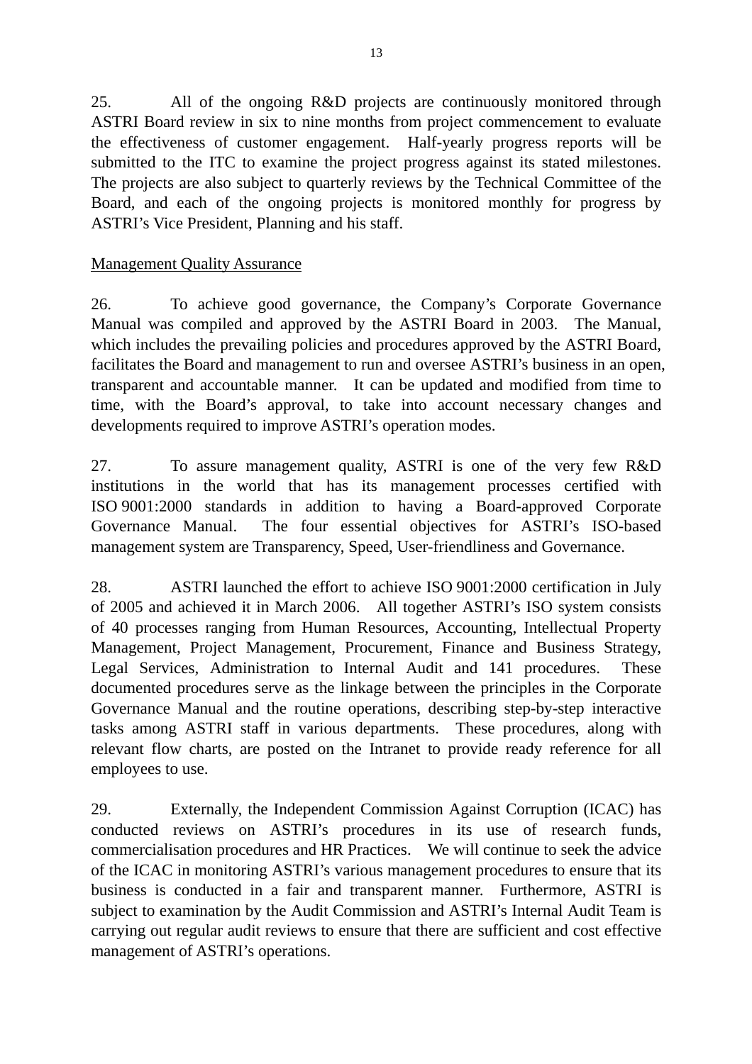25. All of the ongoing R&D projects are continuously monitored through ASTRI Board review in six to nine months from project commencement to evaluate the effectiveness of customer engagement. Half-yearly progress reports will be submitted to the ITC to examine the project progress against its stated milestones. The projects are also subject to quarterly reviews by the Technical Committee of the Board, and each of the ongoing projects is monitored monthly for progress by ASTRI's Vice President, Planning and his staff.

<u>Management Quality Assurance</u>

26. To achieve good governance, the Company's Corporate Governance Manual was compiled and approved by the ASTRI Board in 2003. The Manual, which includes the prevailing policies and procedures approved by the ASTRI Board, facilitates the Board and management to run and oversee ASTRI's business in an open, transparent and accountable manner. It can be updated and modified from time to time, with the Board's approval, to take into account necessary changes and developments required to improve ASTRI's operation modes.

27. To assure management quality, ASTRI is one of the very few R&D institutions in the world that has its management processes certified with ISO 9001:2000 standards in addition to having a Board-approved Corporate Governance Manual. The four essential objectives for ASTRI's ISO-based management system are Transparency, Speed, User-friendliness and Governance.

28. ASTRI launched the effort to achieve ISO 9001:2000 certification in July of 2005 and achieved it in March 2006. All together ASTRI's ISO system consists of 40 processes ranging from Human Resources, Accounting, Intellectual Property Management, Project Management, Procurement, Finance and Business Strategy, Legal Services, Administration to Internal Audit and 141 procedures. These documented procedures serve as the linkage between the principles in the Corporate Governance Manual and the routine operations, describing step-by-step interactive tasks among ASTRI staff in various departments. These procedures, along with relevant flow charts, are posted on the Intranet to provide ready reference for all employees to use.

29. Externally, the Independent Commission Against Corruption (ICAC) has conducted reviews on ASTRI's procedures in its use of research funds, commercialisation procedures and HR Practices. We will continue to seek the advice of the ICAC in monitoring ASTRI's various management procedures to ensure that its business is conducted in a fair and transparent manner. Furthermore, ASTRI is subject to examination by the Audit Commission and ASTRI's Internal Audit Team is carrying out regular audit reviews to ensure that there are sufficient and cost effective management of ASTRI's operations.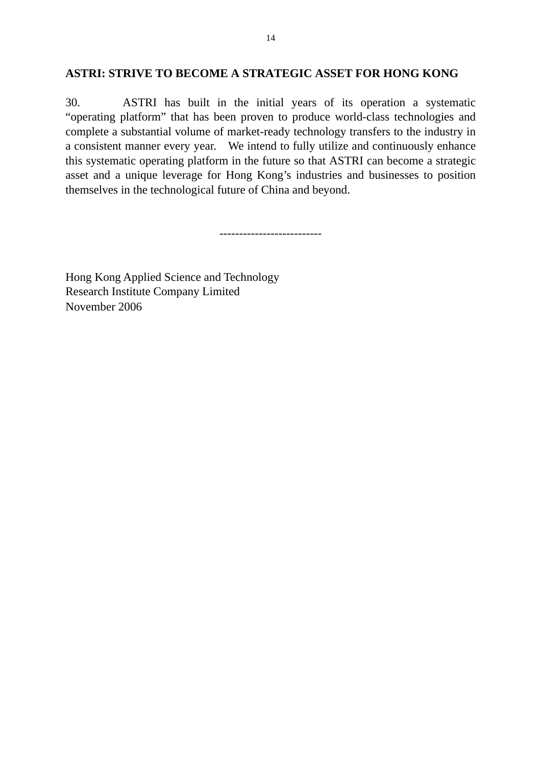**ASTRI: STRIVE TO BECOME A STRATEGIC ASSET FOR HONG KONG**

30. ASTRI has built in the initial years of its operation a systematic "operating platform" that has been proven to produce world-class technologies and complete a substantial volume of market-ready technology transfers to the industry in a consistent manner every year. We intend to fully utilize and continuously enhance this systematic operating platform in the future so that ASTRI can become a strategic asset and a unique leverage for Hong Kong's industries and businesses to position themselves in the technological future of China and beyond.

-------------------------

Hong Kong Applied Science and Technology
Research Institute Company Limited
November 2006